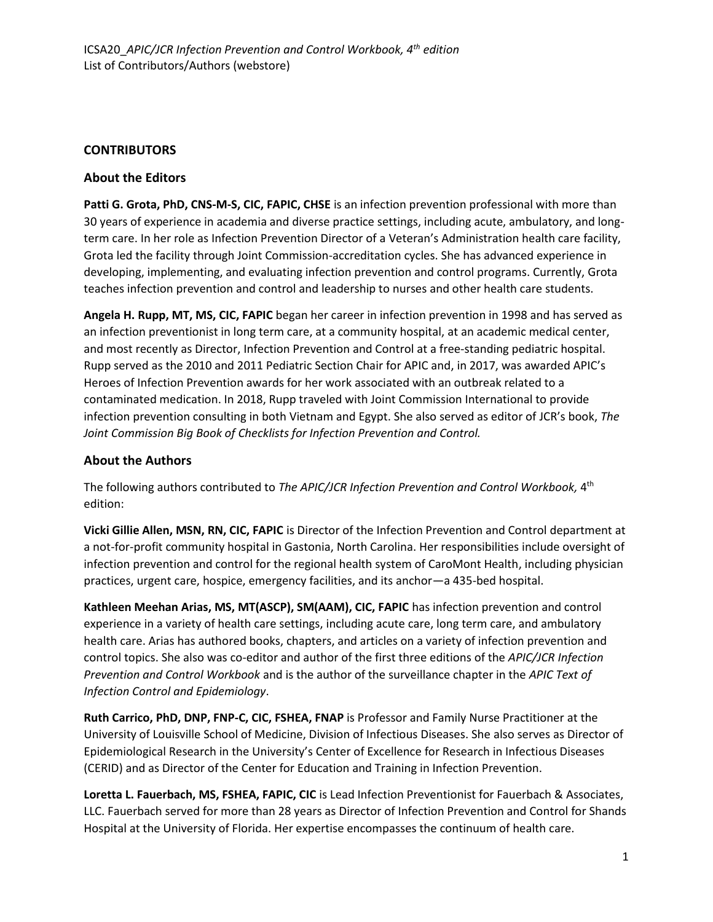ICSA20_*APIC/JCR Infection Prevention and Control Workbook, 4th edition*
List of Contributors/Authors (webstore)

## CONTRIBUTORS

### About the Editors

**Patti G. Grota, PhD, CNS-M-S, CIC, FAPIC, CHSE** is an infection prevention professional with more than 30 years of experience in academia and diverse practice settings, including acute, ambulatory, and long-term care. In her role as Infection Prevention Director of a Veteran's Administration health care facility, Grota led the facility through Joint Commission-accreditation cycles. She has advanced experience in developing, implementing, and evaluating infection prevention and control programs. Currently, Grota teaches infection prevention and control and leadership to nurses and other health care students.

**Angela H. Rupp, MT, MS, CIC, FAPIC** began her career in infection prevention in 1998 and has served as an infection preventionist in long term care, at a community hospital, at an academic medical center, and most recently as Director, Infection Prevention and Control at a free-standing pediatric hospital. Rupp served as the 2010 and 2011 Pediatric Section Chair for APIC and, in 2017, was awarded APIC's Heroes of Infection Prevention awards for her work associated with an outbreak related to a contaminated medication. In 2018, Rupp traveled with Joint Commission International to provide infection prevention consulting in both Vietnam and Egypt. She also served as editor of JCR's book, *The Joint Commission Big Book of Checklists for Infection Prevention and Control.*

### About the Authors

The following authors contributed to *The APIC/JCR Infection Prevention and Control Workbook,* 4th edition:

**Vicki Gillie Allen, MSN, RN, CIC, FAPIC** is Director of the Infection Prevention and Control department at a not-for-profit community hospital in Gastonia, North Carolina. Her responsibilities include oversight of infection prevention and control for the regional health system of CaroMont Health, including physician practices, urgent care, hospice, emergency facilities, and its anchor—a 435-bed hospital.

**Kathleen Meehan Arias, MS, MT(ASCP), SM(AAM), CIC, FAPIC** has infection prevention and control experience in a variety of health care settings, including acute care, long term care, and ambulatory health care. Arias has authored books, chapters, and articles on a variety of infection prevention and control topics. She also was co-editor and author of the first three editions of the *APIC/JCR Infection Prevention and Control Workbook* and is the author of the surveillance chapter in the *APIC Text of Infection Control and Epidemiology*.

**Ruth Carrico, PhD, DNP, FNP-C, CIC, FSHEA, FNAP** is Professor and Family Nurse Practitioner at the University of Louisville School of Medicine, Division of Infectious Diseases. She also serves as Director of Epidemiological Research in the University's Center of Excellence for Research in Infectious Diseases (CERID) and as Director of the Center for Education and Training in Infection Prevention.

**Loretta L. Fauerbach, MS, FSHEA, FAPIC, CIC** is Lead Infection Preventionist for Fauerbach & Associates, LLC. Fauerbach served for more than 28 years as Director of Infection Prevention and Control for Shands Hospital at the University of Florida. Her expertise encompasses the continuum of health care.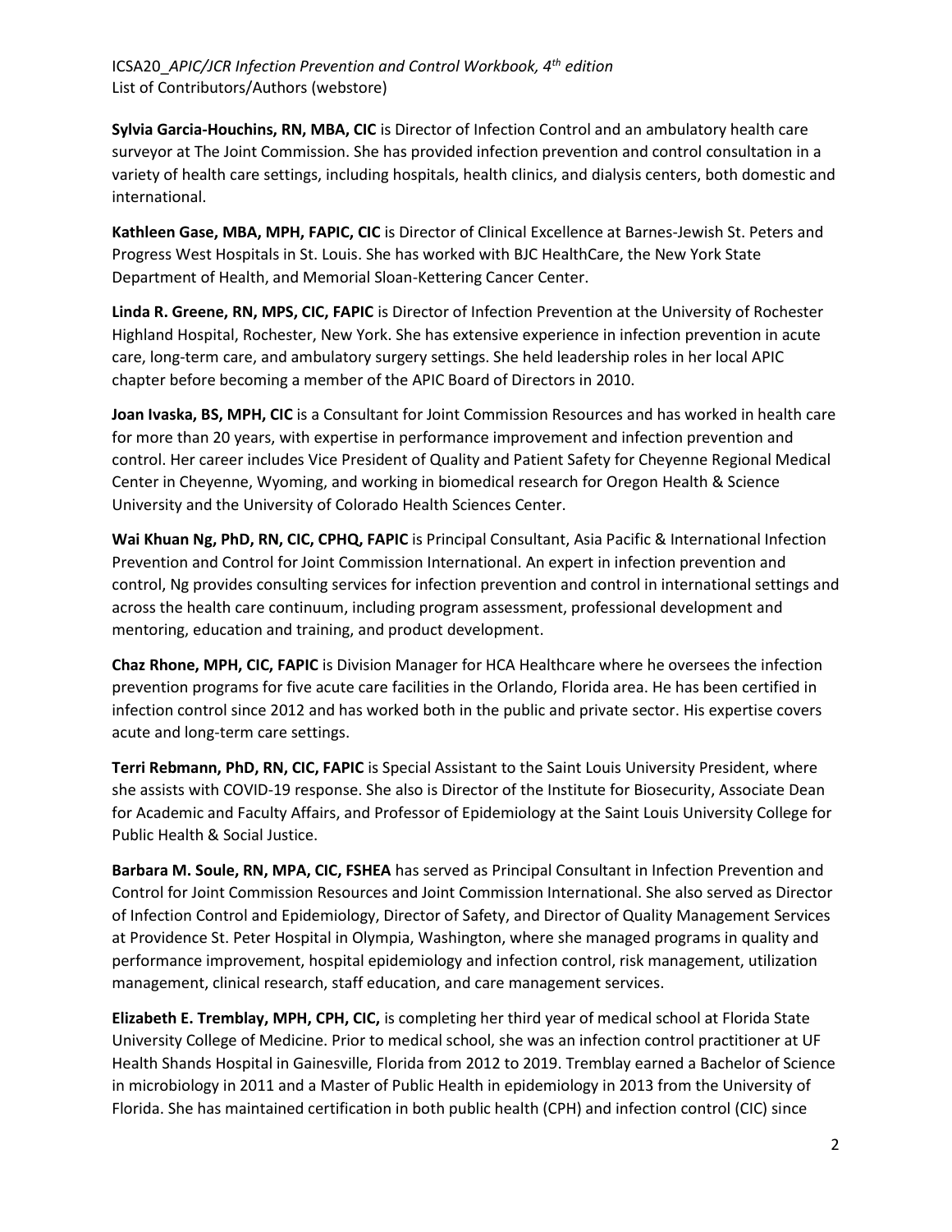**Sylvia Garcia-Houchins, RN, MBA, CIC** is Director of Infection Control and an ambulatory health care surveyor at The Joint Commission. She has provided infection prevention and control consultation in a variety of health care settings, including hospitals, health clinics, and dialysis centers, both domestic and international.

**Kathleen Gase, MBA, MPH, FAPIC, CIC** is Director of Clinical Excellence at Barnes-Jewish St. Peters and Progress West Hospitals in St. Louis. She has worked with BJC HealthCare, the New York State Department of Health, and Memorial Sloan-Kettering Cancer Center.

**Linda R. Greene, RN, MPS, CIC, FAPIC** is Director of Infection Prevention at the University of Rochester Highland Hospital, Rochester, New York. She has extensive experience in infection prevention in acute care, long-term care, and ambulatory surgery settings. She held leadership roles in her local APIC chapter before becoming a member of the APIC Board of Directors in 2010.

**Joan Ivaska, BS, MPH, CIC** is a Consultant for Joint Commission Resources and has worked in health care for more than 20 years, with expertise in performance improvement and infection prevention and control. Her career includes Vice President of Quality and Patient Safety for Cheyenne Regional Medical Center in Cheyenne, Wyoming, and working in biomedical research for Oregon Health & Science University and the University of Colorado Health Sciences Center.

**Wai Khuan Ng, PhD, RN, CIC, CPHQ, FAPIC** is Principal Consultant, Asia Pacific & International Infection Prevention and Control for Joint Commission International. An expert in infection prevention and control, Ng provides consulting services for infection prevention and control in international settings and across the health care continuum, including program assessment, professional development and mentoring, education and training, and product development.

**Chaz Rhone, MPH, CIC, FAPIC** is Division Manager for HCA Healthcare where he oversees the infection prevention programs for five acute care facilities in the Orlando, Florida area. He has been certified in infection control since 2012 and has worked both in the public and private sector. His expertise covers acute and long-term care settings.

**Terri Rebmann, PhD, RN, CIC, FAPIC** is Special Assistant to the Saint Louis University President, where she assists with COVID-19 response. She also is Director of the Institute for Biosecurity, Associate Dean for Academic and Faculty Affairs, and Professor of Epidemiology at the Saint Louis University College for Public Health & Social Justice.

**Barbara M. Soule, RN, MPA, CIC, FSHEA** has served as Principal Consultant in Infection Prevention and Control for Joint Commission Resources and Joint Commission International. She also served as Director of Infection Control and Epidemiology, Director of Safety, and Director of Quality Management Services at Providence St. Peter Hospital in Olympia, Washington, where she managed programs in quality and performance improvement, hospital epidemiology and infection control, risk management, utilization management, clinical research, staff education, and care management services.

**Elizabeth E. Tremblay, MPH, CPH, CIC,** is completing her third year of medical school at Florida State University College of Medicine. Prior to medical school, she was an infection control practitioner at UF Health Shands Hospital in Gainesville, Florida from 2012 to 2019. Tremblay earned a Bachelor of Science in microbiology in 2011 and a Master of Public Health in epidemiology in 2013 from the University of Florida. She has maintained certification in both public health (CPH) and infection control (CIC) since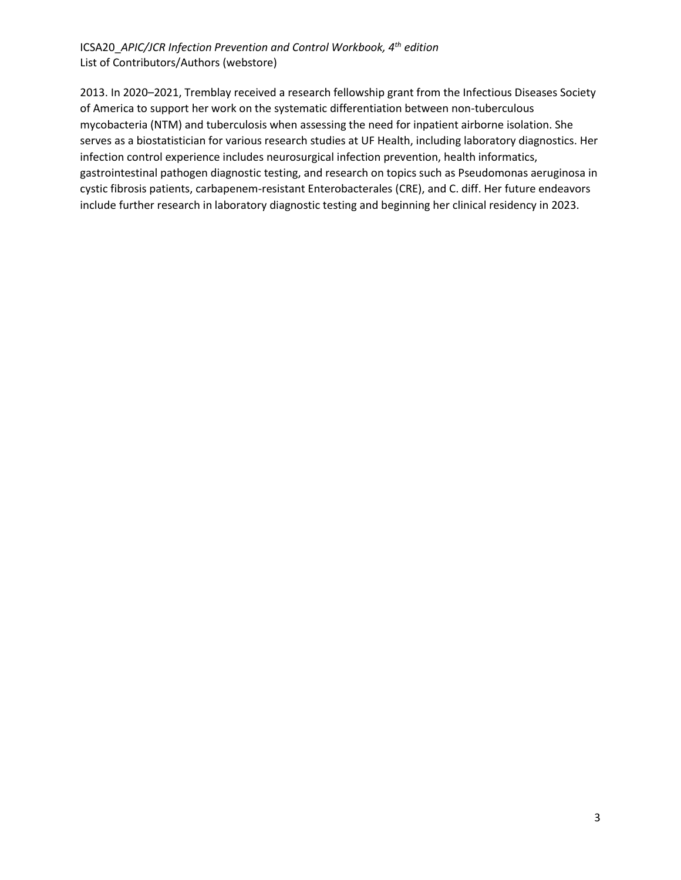2013. In 2020–2021, Tremblay received a research fellowship grant from the Infectious Diseases Society of America to support her work on the systematic differentiation between non-tuberculous mycobacteria (NTM) and tuberculosis when assessing the need for inpatient airborne isolation. She serves as a biostatistician for various research studies at UF Health, including laboratory diagnostics. Her infection control experience includes neurosurgical infection prevention, health informatics, gastrointestinal pathogen diagnostic testing, and research on topics such as Pseudomonas aeruginosa in cystic fibrosis patients, carbapenem-resistant Enterobacterales (CRE), and C. diff. Her future endeavors include further research in laboratory diagnostic testing and beginning her clinical residency in 2023.